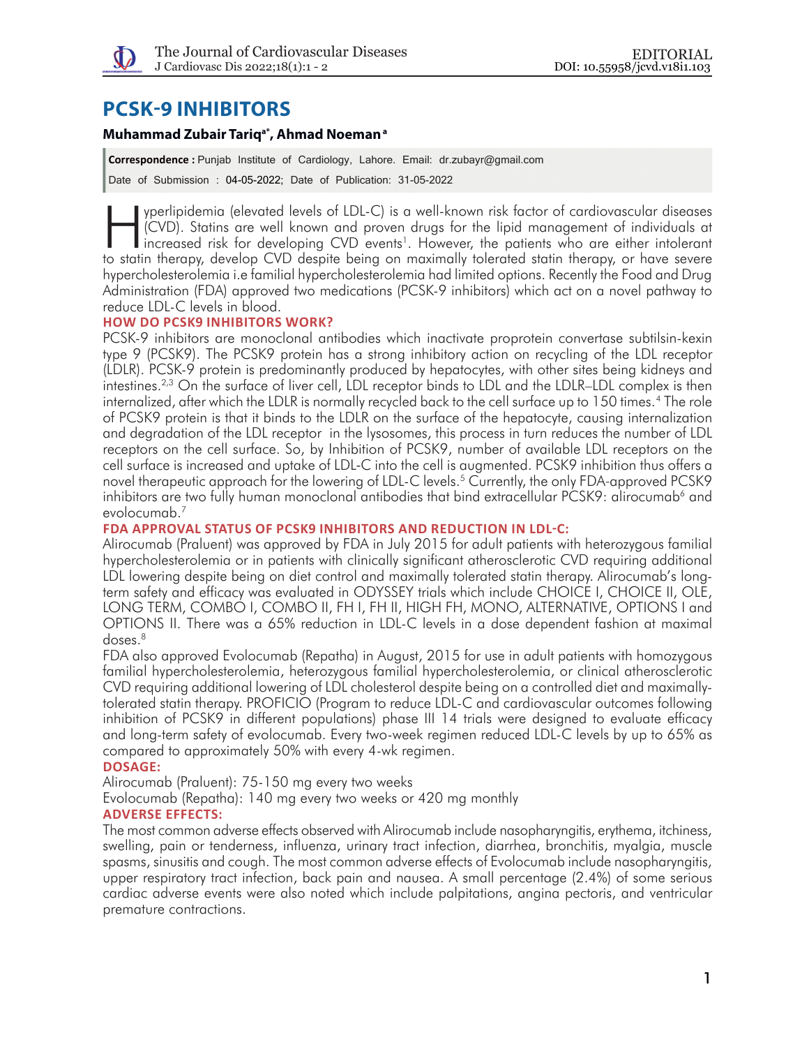# PCSK-9 INHIBITORS

**Muhammad Zubair Tariq[a*], Ahmad Noeman[a]**

**Correspondence :** Punjab Institute of Cardiology, Lahore. Email: dr.zubayr@gmail.com

Date of Submission : 04-05-2022; Date of Publication: 31-05-2022

Hyperlipidemia (elevated levels of LDL-C) is a well-known risk factor of cardiovascular diseases (CVD). Statins are well known and proven drugs for the lipid management of individuals at increased risk for developing CVD events[1]. However, the patients who are either intolerant to statin therapy, develop CVD despite being on maximally tolerated statin therapy, or have severe hypercholesterolemia i.e familial hypercholesterolemia had limited options. Recently the Food and Drug Administration (FDA) approved two medications (PCSK-9 inhibitors) which act on a novel pathway to reduce LDL-C levels in blood.

## HOW DO PCSK9 INHIBITORS WORK?

PCSK-9 inhibitors are monoclonal antibodies which inactivate proprotein convertase subtilsin-kexin type 9 (PCSK9). The PCSK9 protein has a strong inhibitory action on recycling of the LDL receptor (LDLR). PCSK-9 protein is predominantly produced by hepatocytes, with other sites being kidneys and intestines.[2,3] On the surface of liver cell, LDL receptor binds to LDL and the LDLR–LDL complex is then internalized, after which the LDLR is normally recycled back to the cell surface up to 150 times.[4] The role of PCSK9 protein is that it binds to the LDLR on the surface of the hepatocyte, causing internalization and degradation of the LDL receptor in the lysosomes, this process in turn reduces the number of LDL receptors on the cell surface. So, by Inhibition of PCSK9, number of available LDL receptors on the cell surface is increased and uptake of LDL-C into the cell is augmented. PCSK9 inhibition thus offers a novel therapeutic approach for the lowering of LDL-C levels.[5] Currently, the only FDA-approved PCSK9 inhibitors are two fully human monoclonal antibodies that bind extracellular PCSK9: alirocumab[6] and evolocumab.[7]

## FDA APPROVAL STATUS OF PCSK9 INHIBITORS AND REDUCTION IN LDL-C:

Alirocumab (Praluent) was approved by FDA in July 2015 for adult patients with heterozygous familial hypercholesterolemia or in patients with clinically significant atherosclerotic CVD requiring additional LDL lowering despite being on diet control and maximally tolerated statin therapy. Alirocumab's long-term safety and efficacy was evaluated in ODYSSEY trials which include CHOICE I, CHOICE II, OLE, LONG TERM, COMBO I, COMBO II, FH I, FH II, HIGH FH, MONO, ALTERNATIVE, OPTIONS I and OPTIONS II. There was a 65% reduction in LDL-C levels in a dose dependent fashion at maximal doses.[8]

FDA also approved Evolocumab (Repatha) in August, 2015 for use in adult patients with homozygous familial hypercholesterolemia, heterozygous familial hypercholesterolemia, or clinical atherosclerotic CVD requiring additional lowering of LDL cholesterol despite being on a controlled diet and maximally-tolerated statin therapy. PROFICIO (Program to reduce LDL-C and cardiovascular outcomes following inhibition of PCSK9 in different populations) phase III 14 trials were designed to evaluate efficacy and long-term safety of evolocumab. Every two-week regimen reduced LDL-C levels by up to 65% as compared to approximately 50% with every 4-wk regimen.

## DOSAGE:

Alirocumab (Praluent): 75-150 mg every two weeks

Evolocumab (Repatha): 140 mg every two weeks or 420 mg monthly

## ADVERSE EFFECTS:

The most common adverse effects observed with Alirocumab include nasopharyngitis, erythema, itchiness, swelling, pain or tenderness, influenza, urinary tract infection, diarrhea, bronchitis, myalgia, muscle spasms, sinusitis and cough. The most common adverse effects of Evolocumab include nasopharyngitis, upper respiratory tract infection, back pain and nausea. A small percentage (2.4%) of some serious cardiac adverse events were also noted which include palpitations, angina pectoris, and ventricular premature contractions.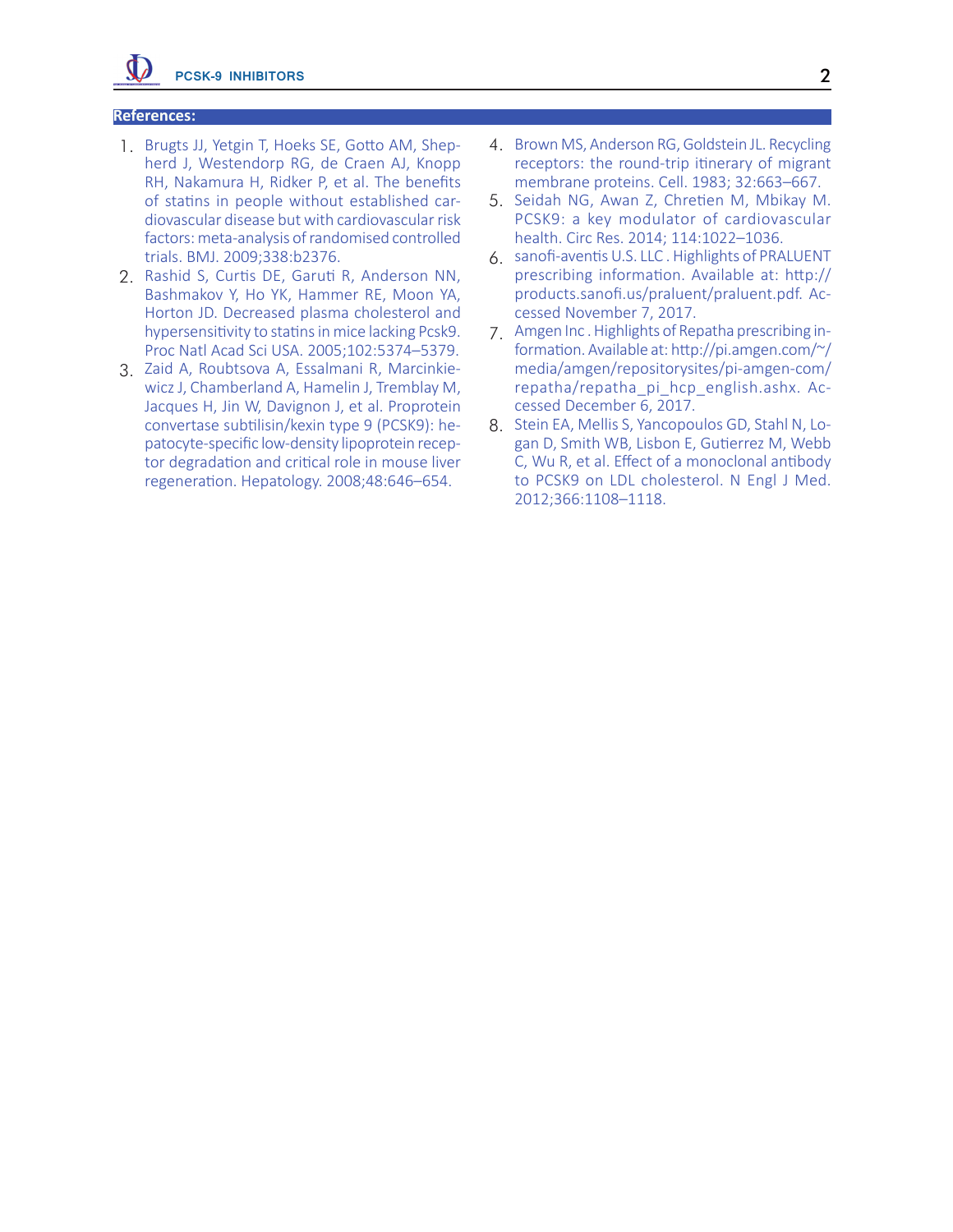## References:

1. Brugts JJ, Yetgin T, Hoeks SE, Gotto AM, Shepherd J, Westendorp RG, de Craen AJ, Knopp RH, Nakamura H, Ridker P, et al. The benefits of statins in people without established cardiovascular disease but with cardiovascular risk factors: meta-analysis of randomised controlled trials. BMJ. 2009;338:b2376.
2. Rashid S, Curtis DE, Garuti R, Anderson NN, Bashmakov Y, Ho YK, Hammer RE, Moon YA, Horton JD. Decreased plasma cholesterol and hypersensitivity to statins in mice lacking Pcsk9. Proc Natl Acad Sci USA. 2005;102:5374–5379.
3. Zaid A, Roubtsova A, Essalmani R, Marcinkiewicz J, Chamberland A, Hamelin J, Tremblay M, Jacques H, Jin W, Davignon J, et al. Proprotein convertase subtilisin/kexin type 9 (PCSK9): hepatocyte-specific low-density lipoprotein receptor degradation and critical role in mouse liver regeneration. Hepatology. 2008;48:646–654.
4. Brown MS, Anderson RG, Goldstein JL. Recycling receptors: the round-trip itinerary of migrant membrane proteins. Cell. 1983; 32:663–667.
5. Seidah NG, Awan Z, Chretien M, Mbikay M. PCSK9: a key modulator of cardiovascular health. Circ Res. 2014; 114:1022–1036.
6. sanofi-aventis U.S. LLC . Highlights of PRALUENT prescribing information. Available at: http://products.sanofi.us/praluent/praluent.pdf. Accessed November 7, 2017.
7. Amgen Inc . Highlights of Repatha prescribing information. Available at: http://pi.amgen.com/~/media/amgen/repositorysites/pi-amgen-com/repatha/repatha_pi_hcp_english.ashx. Accessed December 6, 2017.
8. Stein EA, Mellis S, Yancopoulos GD, Stahl N, Logan D, Smith WB, Lisbon E, Gutierrez M, Webb C, Wu R, et al. Effect of a monoclonal antibody to PCSK9 on LDL cholesterol. N Engl J Med. 2012;366:1108–1118.